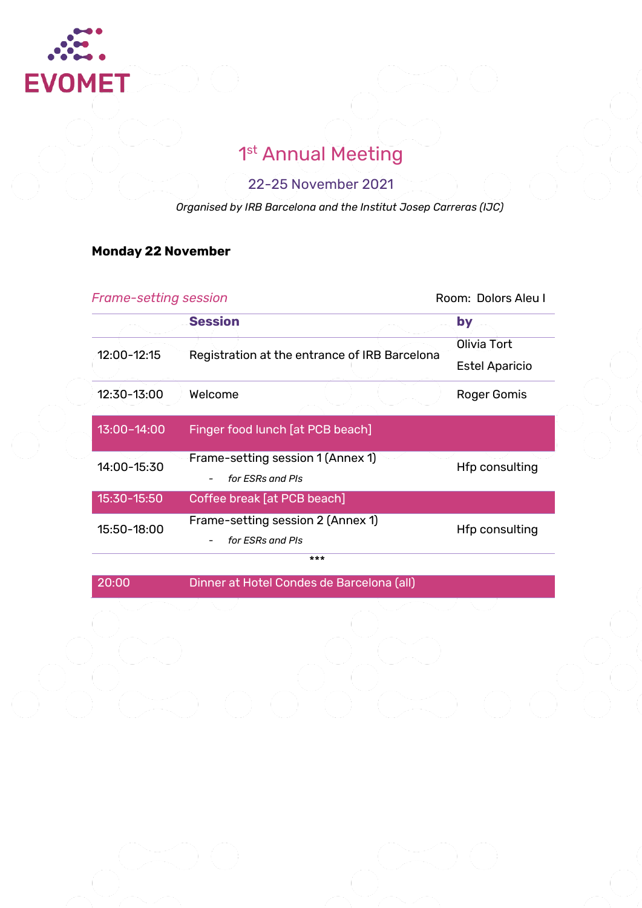EVOMET

# 1st Annual Meeting

## 22-25 November 2021

*Organised by IRB Barcelona and the Institut Josep Carreras (IJC)*

**Monday 22 November**

*Frame-setting session* Room: Dolors Aleu I

| | **Session** | **by** |
|---|---|---|
| 12:00-12:15 | Registration at the entrance of IRB Barcelona | Olivia Tort<br>Estel Aparicio |
| 12:30-13:00 | Welcome | Roger Gomis |
| 13:00–14:00 | Finger food lunch [at PCB beach] | |
| 14:00-15:30 | Frame-setting session 1 (Annex 1)<br>- *for ESRs and PIs* | Hfp consulting |
| 15:30-15:50 | Coffee break [at PCB beach] | |
| 15:50-18:00 | Frame-setting session 2 (Annex 1)<br>- *for ESRs and PIs* | Hfp consulting |

***

| | | |
|---|---|---|
| 20:00 | Dinner at Hotel Condes de Barcelona (all) | |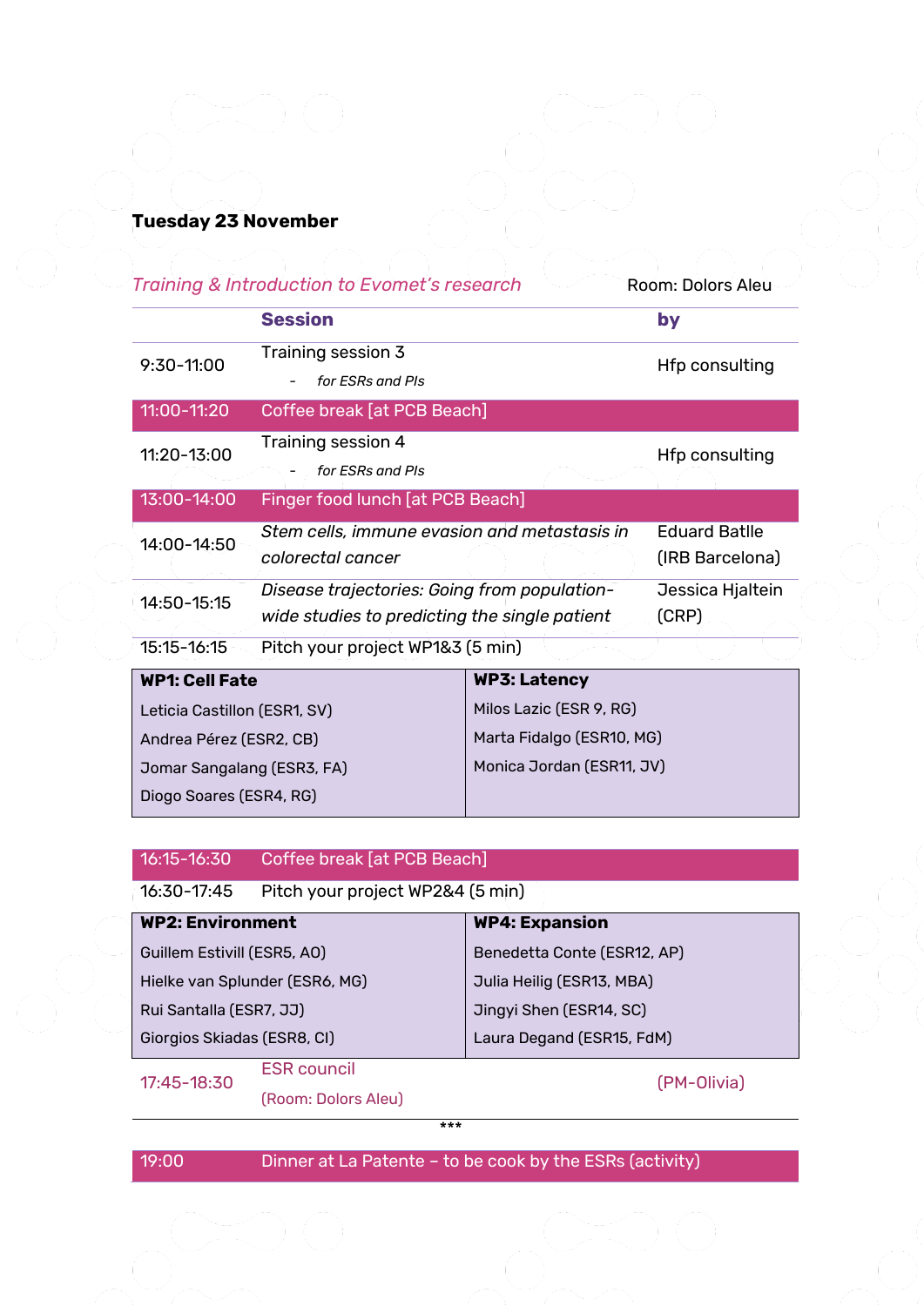**Tuesday 23 November**

*Training & Introduction to Evomet's research* Room: Dolors Aleu

| | Session | by |
|---|---|---|
| 9:30-11:00 | Training session 3<br>- *for ESRs and PIs* | Hfp consulting |
| 11:00-11:20 | Coffee break [at PCB Beach] | |
| 11:20-13:00 | Training session 4<br>- *for ESRs and PIs* | Hfp consulting |
| 13:00-14:00 | Finger food lunch [at PCB Beach] | |
| 14:00-14:50 | *Stem cells, immune evasion and metastasis in colorectal cancer* | Eduard Batlle (IRB Barcelona) |
| 14:50-15:15 | *Disease trajectories: Going from population-wide studies to predicting the single patient* | Jessica Hjaltein (CRP) |
| 15:15-16:15 | Pitch your project WP1&3 (5 min) | |

| WP1: Cell Fate | WP3: Latency |
|---|---|
| Leticia Castillon (ESR1, SV) | Milos Lazic (ESR 9, RG) |
| Andrea Pérez (ESR2, CB) | Marta Fidalgo (ESR10, MG) |
| Jomar Sangalang (ESR3, FA) | Monica Jordan (ESR11, JV) |
| Diogo Soares (ESR4, RG) | |

| | | |
|---|---|---|
| 16:15-16:30 | Coffee break [at PCB Beach] | |
| 16:30-17:45 | Pitch your project WP2&4 (5 min) | |

| WP2: Environment | WP4: Expansion |
|---|---|
| Guillem Estivill (ESR5, AO) | Benedetta Conte (ESR12, AP) |
| Hielke van Splunder (ESR6, MG) | Julia Heilig (ESR13, MBA) |
| Rui Santalla (ESR7, JJ) | Jingyi Shen (ESR14, SC) |
| Giorgios Skiadas (ESR8, CI) | Laura Degand (ESR15, FdM) |

| | | |
|---|---|---|
| 17:45-18:30 | ESR council<br>(Room: Dolors Aleu) | (PM-Olivia) |

***

| | |
|---|---|
| 19:00 | Dinner at La Patente – to be cook by the ESRs (activity) |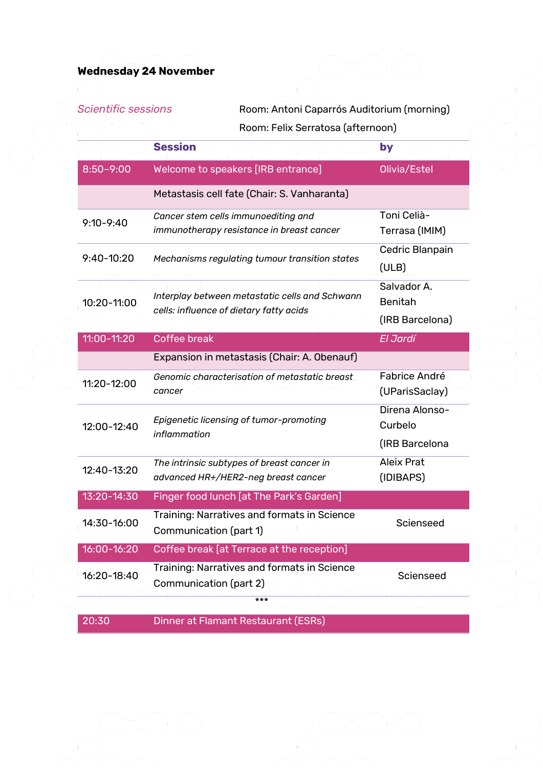**Wednesday 24 November**

*Scientific sessions*

Room: Antoni Caparrós Auditorium (morning)

Room: Felix Serratosa (afternoon)

| | Session | by |
|---|---|---|
| 8:50-9:00 | Welcome to speakers [IRB entrance] | Olivia/Estel |
| | Metastasis cell fate (Chair: S. Vanharanta) | |
| 9:10-9:40 | *Cancer stem cells immunoediting and immunotherapy resistance in breast cancer* | Toni Celià-Terrasa (IMIM) |
| 9:40-10:20 | *Mechanisms regulating tumour transition states* | Cedric Blanpain (ULB) |
| 10:20-11:00 | *Interplay between metastatic cells and Schwann cells: influence of dietary fatty acids* | Salvador A. Benitah (IRB Barcelona) |
| 11:00-11:20 | Coffee break | *El Jardí* |
| | Expansion in metastasis (Chair: A. Obenauf) | |
| 11:20-12:00 | *Genomic characterisation of metastatic breast cancer* | Fabrice André (UParisSaclay) |
| 12:00-12:40 | *Epigenetic licensing of tumor-promoting inflammation* | Direna Alonso-Curbelo (IRB Barcelona |
| 12:40-13:20 | *The intrinsic subtypes of breast cancer in advanced HR+/HER2-neg breast cancer* | Aleix Prat (IDIBAPS) |
| 13:20-14:30 | Finger food lunch [at The Park's Garden] | |
| 14:30-16:00 | Training: Narratives and formats in Science Communication (part 1) | Scienseed |
| 16:00-16:20 | Coffee break [at Terrace at the reception] | |
| 16:20-18:40 | Training: Narratives and formats in Science Communication (part 2) | Scienseed |
| | *** | |
| 20:30 | Dinner at Flamant Restaurant (ESRs) | |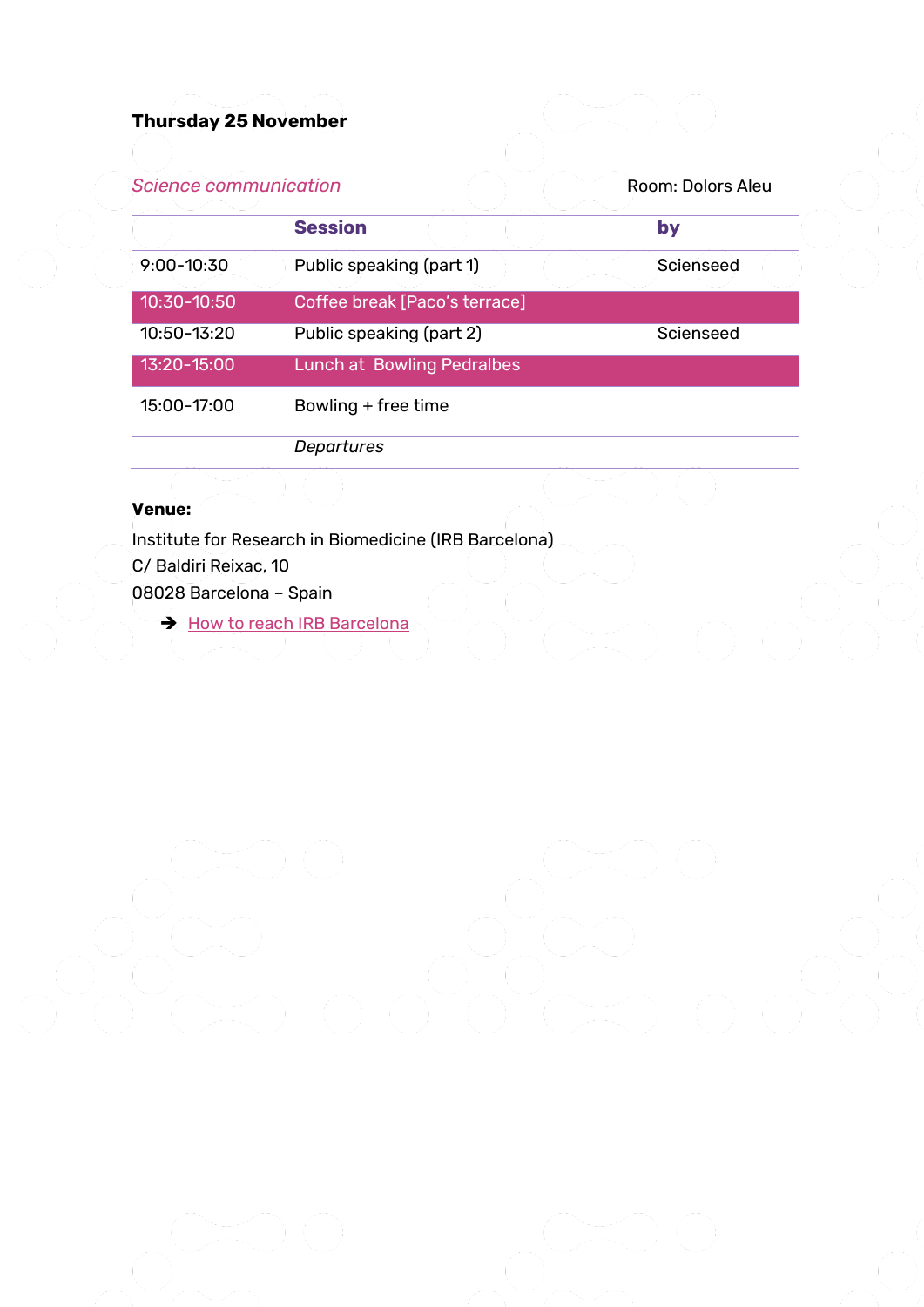**Thursday 25 November**

*Science communication* Room: Dolors Aleu

| | Session | by |
|---|---|---|
| 9:00-10:30 | Public speaking (part 1) | Scienseed |
| 10:30-10:50 | Coffee break [Paco's terrace] | |
| 10:50-13:20 | Public speaking (part 2) | Scienseed |
| 13:20-15:00 | Lunch at Bowling Pedralbes | |
| 15:00-17:00 | Bowling + free time | |
| | *Departures* | |

**Venue:**

Institute for Research in Biomedicine (IRB Barcelona)
C/ Baldiri Reixac, 10
08028 Barcelona – Spain

➔ How to reach IRB Barcelona